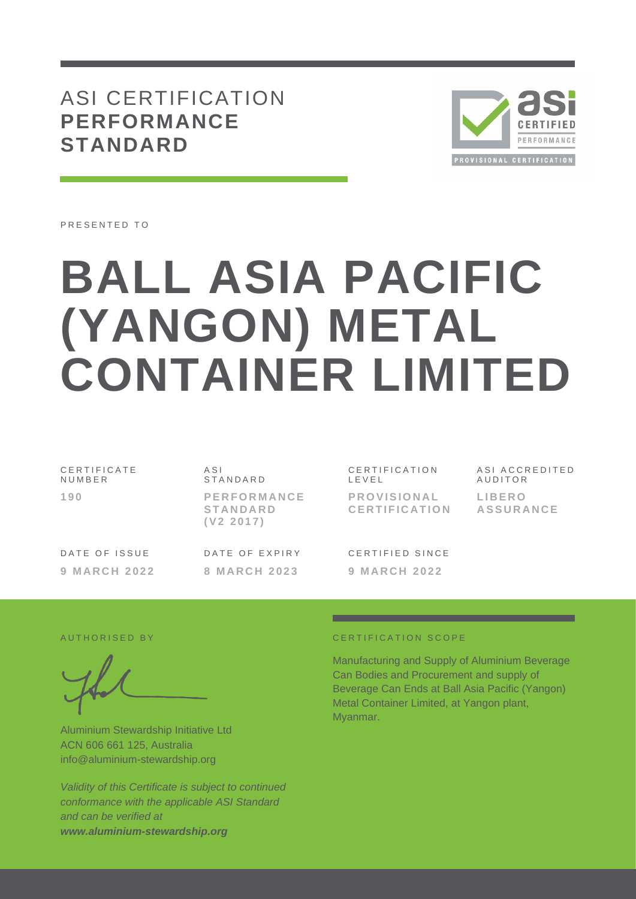# ASI CERTIFICATION **PERFORMANCE STANDARD**

PRESENTED TO

# BALL ASIA PACIFIC (YANGON) METAL CONTAINER LIMITED

| CERTIFICATE NUMBER | ASI STANDARD | CERTIFICATION LEVEL | ASI ACCREDITED AUDITOR |
|---|---|---|---|
| **190** | **PERFORMANCE STANDARD (V2 2017)** | **PROVISIONAL CERTIFICATION** | **LIBERO ASSURANCE** |

| DATE OF ISSUE | DATE OF EXPIRY | CERTIFIED SINCE |
|---|---|---|
| **9 MARCH 2022** | **8 MARCH 2023** | **9 MARCH 2022** |

AUTHORISED BY

Aluminium Stewardship Initiative Ltd
ACN 606 661 125, Australia
info@aluminium-stewardship.org

*Validity of this Certificate is subject to continued conformance with the applicable ASI Standard and can be verified at* ***www.aluminium-stewardship.org***

CERTIFICATION SCOPE

Manufacturing and Supply of Aluminium Beverage Can Bodies and Procurement and supply of Beverage Can Ends at Ball Asia Pacific (Yangon) Metal Container Limited, at Yangon plant, Myanmar.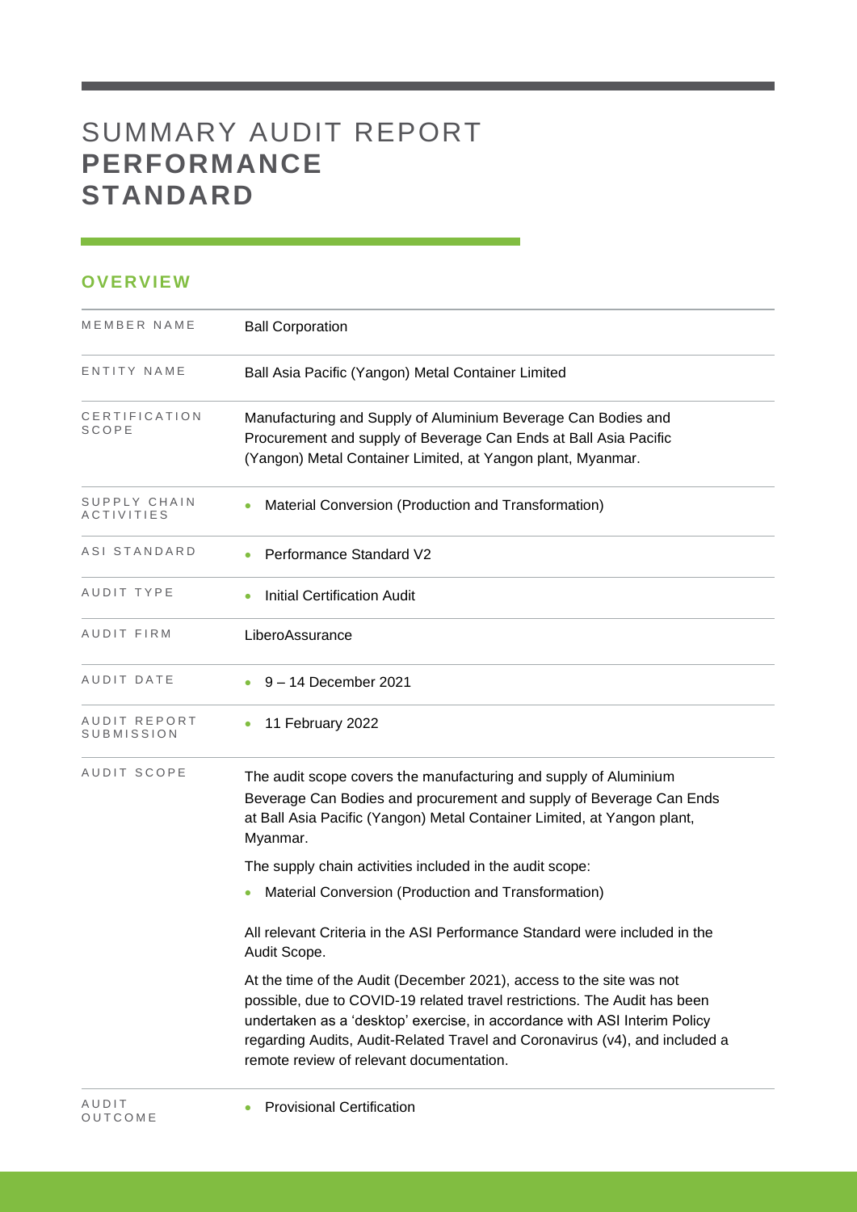# SUMMARY AUDIT REPORT **PERFORMANCE STANDARD**

## OVERVIEW

| | |
|---|---|
| MEMBER NAME | Ball Corporation |
| ENTITY NAME | Ball Asia Pacific (Yangon) Metal Container Limited |
| CERTIFICATION SCOPE | Manufacturing and Supply of Aluminium Beverage Can Bodies and Procurement and supply of Beverage Can Ends at Ball Asia Pacific (Yangon) Metal Container Limited, at Yangon plant, Myanmar. |
| SUPPLY CHAIN ACTIVITIES | • Material Conversion (Production and Transformation) |
| ASI STANDARD | • Performance Standard V2 |
| AUDIT TYPE | • Initial Certification Audit |
| AUDIT FIRM | LiberoAssurance |
| AUDIT DATE | • 9 – 14 December 2021 |
| AUDIT REPORT SUBMISSION | • 11 February 2022 |
| AUDIT SCOPE | The audit scope covers the manufacturing and supply of Aluminium Beverage Can Bodies and procurement and supply of Beverage Can Ends at Ball Asia Pacific (Yangon) Metal Container Limited, at Yangon plant, Myanmar.<br><br>The supply chain activities included in the audit scope:<br><br>• Material Conversion (Production and Transformation)<br><br>All relevant Criteria in the ASI Performance Standard were included in the Audit Scope.<br><br>At the time of the Audit (December 2021), access to the site was not possible, due to COVID-19 related travel restrictions. The Audit has been undertaken as a 'desktop' exercise, in accordance with ASI Interim Policy regarding Audits, Audit-Related Travel and Coronavirus (v4), and included a remote review of relevant documentation. |
| AUDIT OUTCOME | • Provisional Certification |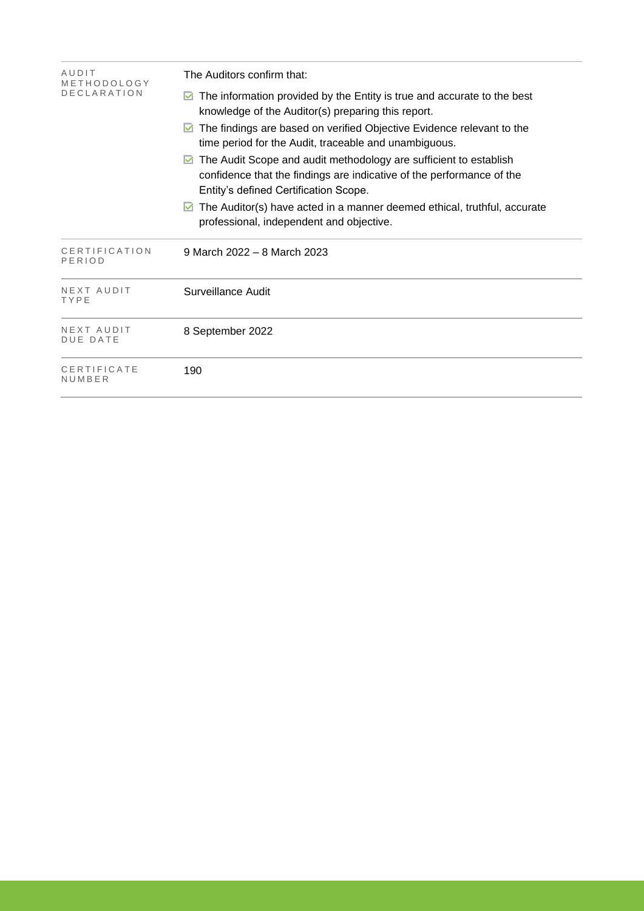| | |
|---|---|
| AUDIT METHODOLOGY DECLARATION | The Auditors confirm that:<br>☑ The information provided by the Entity is true and accurate to the best knowledge of the Auditor(s) preparing this report.<br>☑ The findings are based on verified Objective Evidence relevant to the time period for the Audit, traceable and unambiguous.<br>☑ The Audit Scope and audit methodology are sufficient to establish confidence that the findings are indicative of the performance of the Entity's defined Certification Scope.<br>☑ The Auditor(s) have acted in a manner deemed ethical, truthful, accurate professional, independent and objective. |
| CERTIFICATION PERIOD | 9 March 2022 – 8 March 2023 |
| NEXT AUDIT TYPE | Surveillance Audit |
| NEXT AUDIT DUE DATE | 8 September 2022 |
| CERTIFICATE NUMBER | 190 |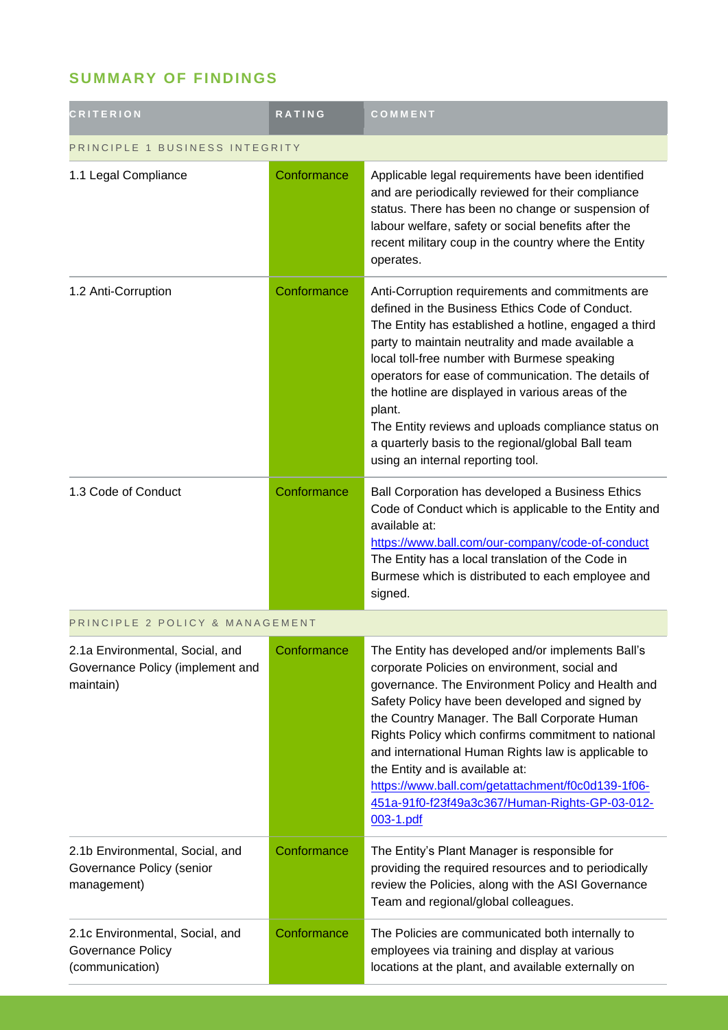## SUMMARY OF FINDINGS

| CRITERION | RATING | COMMENT |
|---|---|---|
| PRINCIPLE 1 BUSINESS INTEGRITY | | |
| 1.1 Legal Compliance | Conformance | Applicable legal requirements have been identified and are periodically reviewed for their compliance status. There has been no change or suspension of labour welfare, safety or social benefits after the recent military coup in the country where the Entity operates. |
| 1.2 Anti-Corruption | Conformance | Anti-Corruption requirements and commitments are defined in the Business Ethics Code of Conduct. The Entity has established a hotline, engaged a third party to maintain neutrality and made available a local toll-free number with Burmese speaking operators for ease of communication. The details of the hotline are displayed in various areas of the plant.<br>The Entity reviews and uploads compliance status on a quarterly basis to the regional/global Ball team using an internal reporting tool. |
| 1.3 Code of Conduct | Conformance | Ball Corporation has developed a Business Ethics Code of Conduct which is applicable to the Entity and available at:<br>https://www.ball.com/our-company/code-of-conduct<br>The Entity has a local translation of the Code in Burmese which is distributed to each employee and signed. |
| PRINCIPLE 2 POLICY & MANAGEMENT | | |
| 2.1a Environmental, Social, and Governance Policy (implement and maintain) | Conformance | The Entity has developed and/or implements Ball's corporate Policies on environment, social and governance. The Environment Policy and Health and Safety Policy have been developed and signed by the Country Manager. The Ball Corporate Human Rights Policy which confirms commitment to national and international Human Rights law is applicable to the Entity and is available at:<br>https://www.ball.com/getattachment/f0c0d139-1f06-451a-91f0-f23f49a3c367/Human-Rights-GP-03-012-003-1.pdf |
| 2.1b Environmental, Social, and Governance Policy (senior management) | Conformance | The Entity's Plant Manager is responsible for providing the required resources and to periodically review the Policies, along with the ASI Governance Team and regional/global colleagues. |
| 2.1c Environmental, Social, and Governance Policy (communication) | Conformance | The Policies are communicated both internally to employees via training and display at various locations at the plant, and available externally on |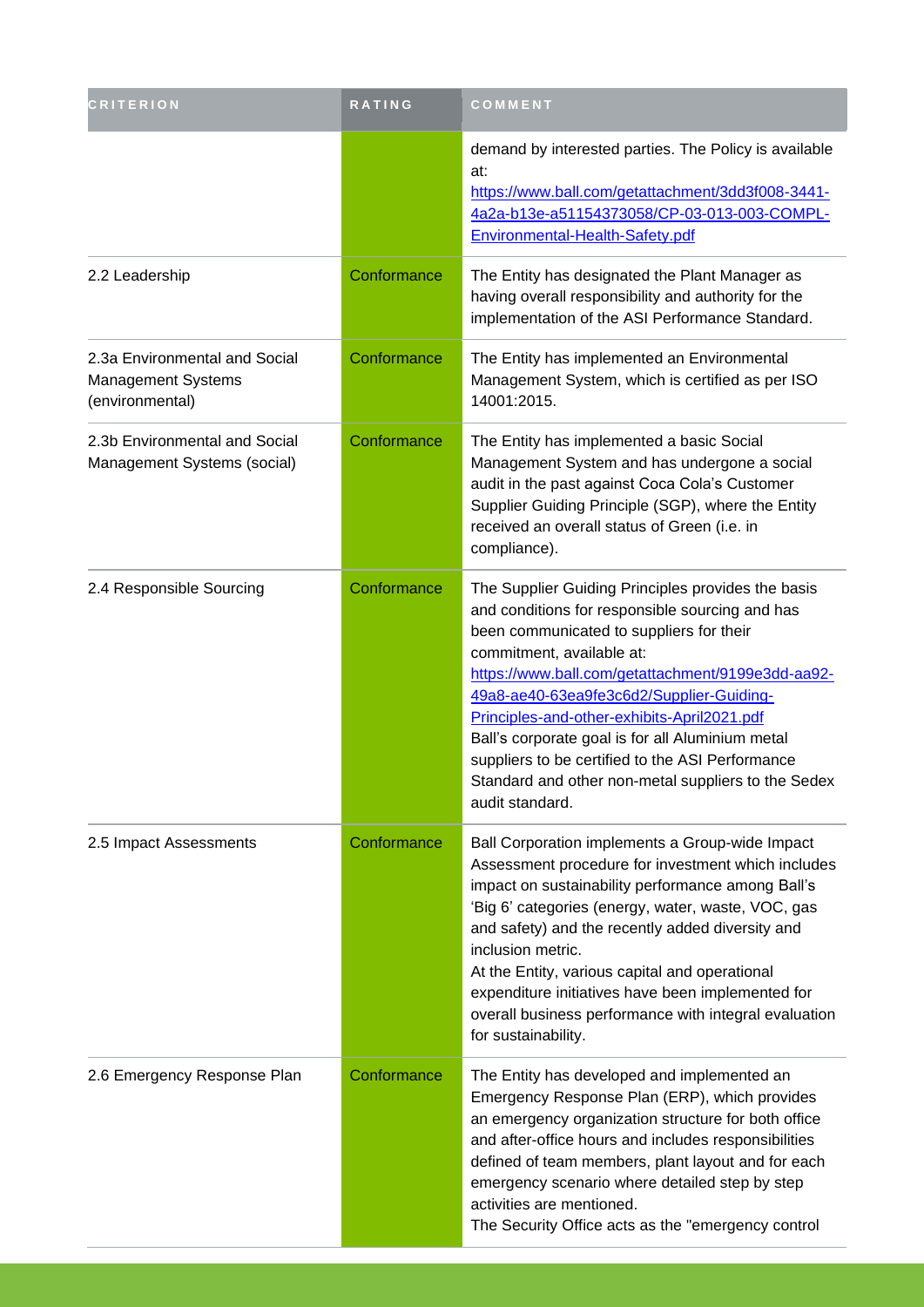| CRITERION | RATING | COMMENT |
| --- | --- | --- |
| | | demand by interested parties. The Policy is available at: https://www.ball.com/getattachment/3dd3f008-3441-4a2a-b13e-a51154373058/CP-03-013-003-COMPL-Environmental-Health-Safety.pdf |
| 2.2 Leadership | Conformance | The Entity has designated the Plant Manager as having overall responsibility and authority for the implementation of the ASI Performance Standard. |
| 2.3a Environmental and Social Management Systems (environmental) | Conformance | The Entity has implemented an Environmental Management System, which is certified as per ISO 14001:2015. |
| 2.3b Environmental and Social Management Systems (social) | Conformance | The Entity has implemented a basic Social Management System and has undergone a social audit in the past against Coca Cola's Customer Supplier Guiding Principle (SGP), where the Entity received an overall status of Green (i.e. in compliance). |
| 2.4 Responsible Sourcing | Conformance | The Supplier Guiding Principles provides the basis and conditions for responsible sourcing and has been communicated to suppliers for their commitment, available at: https://www.ball.com/getattachment/9199e3dd-aa92-49a8-ae40-63ea9fe3c6d2/Supplier-Guiding-Principles-and-other-exhibits-April2021.pdf Ball's corporate goal is for all Aluminium metal suppliers to be certified to the ASI Performance Standard and other non-metal suppliers to the Sedex audit standard. |
| 2.5 Impact Assessments | Conformance | Ball Corporation implements a Group-wide Impact Assessment procedure for investment which includes impact on sustainability performance among Ball's 'Big 6' categories (energy, water, waste, VOC, gas and safety) and the recently added diversity and inclusion metric. At the Entity, various capital and operational expenditure initiatives have been implemented for overall business performance with integral evaluation for sustainability. |
| 2.6 Emergency Response Plan | Conformance | The Entity has developed and implemented an Emergency Response Plan (ERP), which provides an emergency organization structure for both office and after-office hours and includes responsibilities defined of team members, plant layout and for each emergency scenario where detailed step by step activities are mentioned. The Security Office acts as the "emergency control |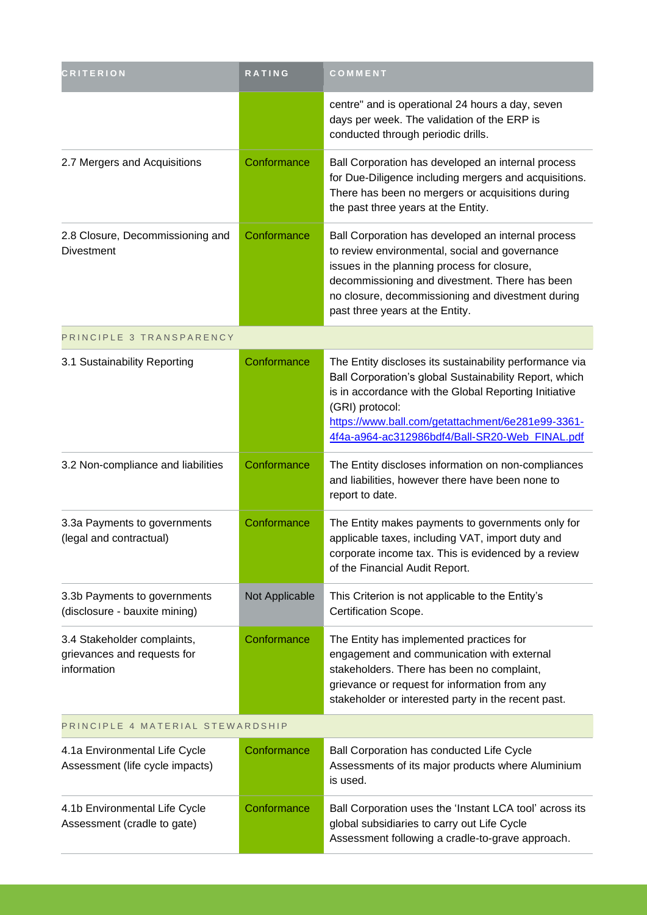| CRITERION | RATING | COMMENT |
|---|---|---|
| | | centre" and is operational 24 hours a day, seven days per week. The validation of the ERP is conducted through periodic drills. |
| 2.7 Mergers and Acquisitions | Conformance | Ball Corporation has developed an internal process for Due-Diligence including mergers and acquisitions. There has been no mergers or acquisitions during the past three years at the Entity. |
| 2.8 Closure, Decommissioning and Divestment | Conformance | Ball Corporation has developed an internal process to review environmental, social and governance issues in the planning process for closure, decommissioning and divestment. There has been no closure, decommissioning and divestment during past three years at the Entity. |
| PRINCIPLE 3 TRANSPARENCY | | |
| 3.1 Sustainability Reporting | Conformance | The Entity discloses its sustainability performance via Ball Corporation's global Sustainability Report, which is in accordance with the Global Reporting Initiative (GRI) protocol: https://www.ball.com/getattachment/6e281e99-3361-4f4a-a964-ac312986bdf4/Ball-SR20-Web_FINAL.pdf |
| 3.2 Non-compliance and liabilities | Conformance | The Entity discloses information on non-compliances and liabilities, however there have been none to report to date. |
| 3.3a Payments to governments (legal and contractual) | Conformance | The Entity makes payments to governments only for applicable taxes, including VAT, import duty and corporate income tax. This is evidenced by a review of the Financial Audit Report. |
| 3.3b Payments to governments (disclosure - bauxite mining) | Not Applicable | This Criterion is not applicable to the Entity's Certification Scope. |
| 3.4 Stakeholder complaints, grievances and requests for information | Conformance | The Entity has implemented practices for engagement and communication with external stakeholders. There has been no complaint, grievance or request for information from any stakeholder or interested party in the recent past. |
| PRINCIPLE 4 MATERIAL STEWARDSHIP | | |
| 4.1a Environmental Life Cycle Assessment (life cycle impacts) | Conformance | Ball Corporation has conducted Life Cycle Assessments of its major products where Aluminium is used. |
| 4.1b Environmental Life Cycle Assessment (cradle to gate) | Conformance | Ball Corporation uses the 'Instant LCA tool' across its global subsidiaries to carry out Life Cycle Assessment following a cradle-to-grave approach. |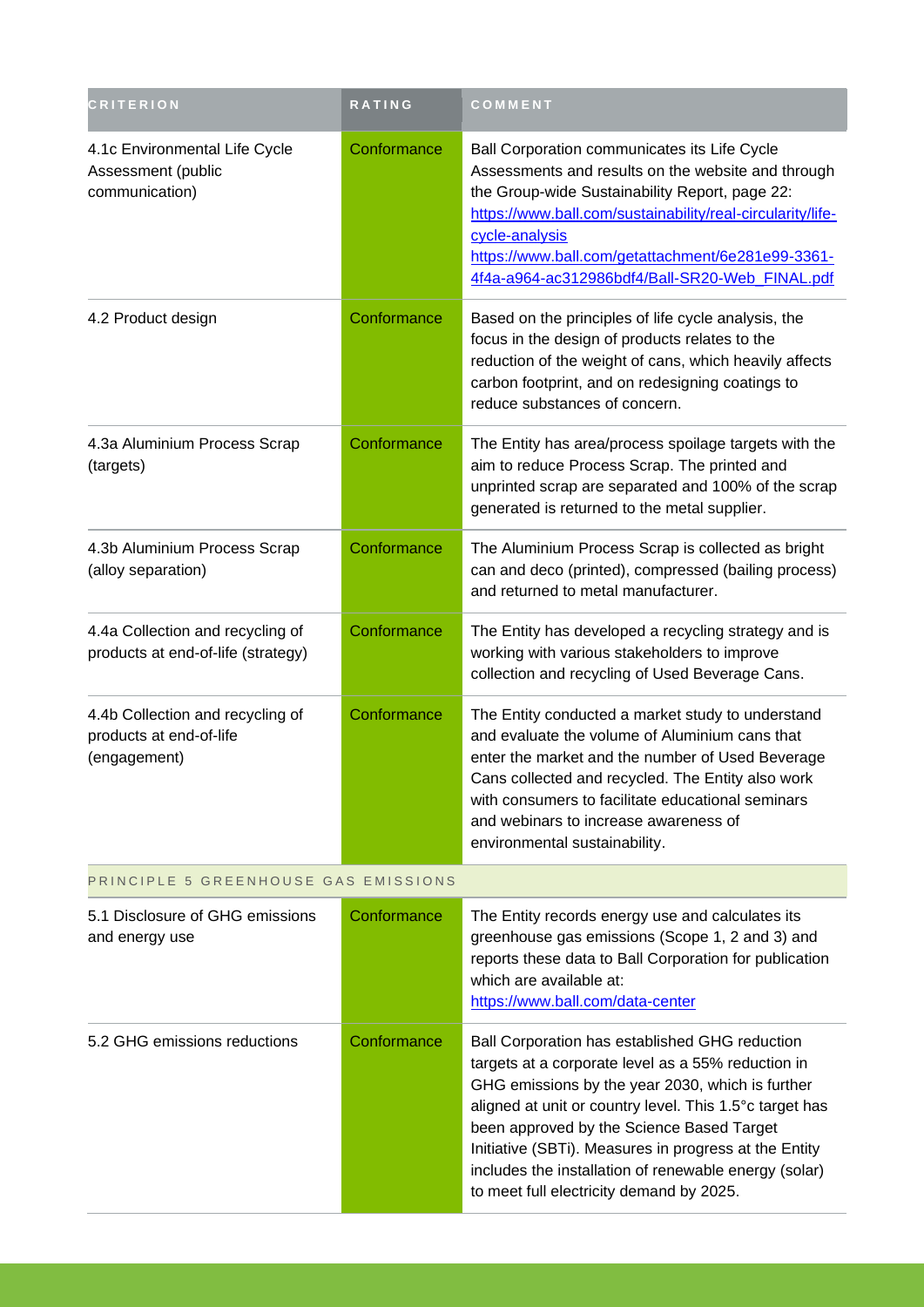| CRITERION | RATING | COMMENT |
| --- | --- | --- |
| 4.1c Environmental Life Cycle Assessment (public communication) | Conformance | Ball Corporation communicates its Life Cycle Assessments and results on the website and through the Group-wide Sustainability Report, page 22: [https://www.ball.com/sustainability/real-circularity/life-cycle-analysis](https://www.ball.com/sustainability/real-circularity/life-cycle-analysis) [https://www.ball.com/getattachment/6e281e99-3361-4f4a-a964-ac312986bdf4/Ball-SR20-Web_FINAL.pdf](https://www.ball.com/getattachment/6e281e99-3361-4f4a-a964-ac312986bdf4/Ball-SR20-Web_FINAL.pdf) |
| 4.2 Product design | Conformance | Based on the principles of life cycle analysis, the focus in the design of products relates to the reduction of the weight of cans, which heavily affects carbon footprint, and on redesigning coatings to reduce substances of concern. |
| 4.3a Aluminium Process Scrap (targets) | Conformance | The Entity has area/process spoilage targets with the aim to reduce Process Scrap. The printed and unprinted scrap are separated and 100% of the scrap generated is returned to the metal supplier. |
| 4.3b Aluminium Process Scrap (alloy separation) | Conformance | The Aluminium Process Scrap is collected as bright can and deco (printed), compressed (bailing process) and returned to metal manufacturer. |
| 4.4a Collection and recycling of products at end-of-life (strategy) | Conformance | The Entity has developed a recycling strategy and is working with various stakeholders to improve collection and recycling of Used Beverage Cans. |
| 4.4b Collection and recycling of products at end-of-life (engagement) | Conformance | The Entity conducted a market study to understand and evaluate the volume of Aluminium cans that enter the market and the number of Used Beverage Cans collected and recycled. The Entity also work with consumers to facilitate educational seminars and webinars to increase awareness of environmental sustainability. |
| PRINCIPLE 5 GREENHOUSE GAS EMISSIONS | | |
| 5.1 Disclosure of GHG emissions and energy use | Conformance | The Entity records energy use and calculates its greenhouse gas emissions (Scope 1, 2 and 3) and reports these data to Ball Corporation for publication which are available at: [https://www.ball.com/data-center](https://www.ball.com/data-center) |
| 5.2 GHG emissions reductions | Conformance | Ball Corporation has established GHG reduction targets at a corporate level as a 55% reduction in GHG emissions by the year 2030, which is further aligned at unit or country level. This 1.5°c target has been approved by the Science Based Target Initiative (SBTi). Measures in progress at the Entity includes the installation of renewable energy (solar) to meet full electricity demand by 2025. |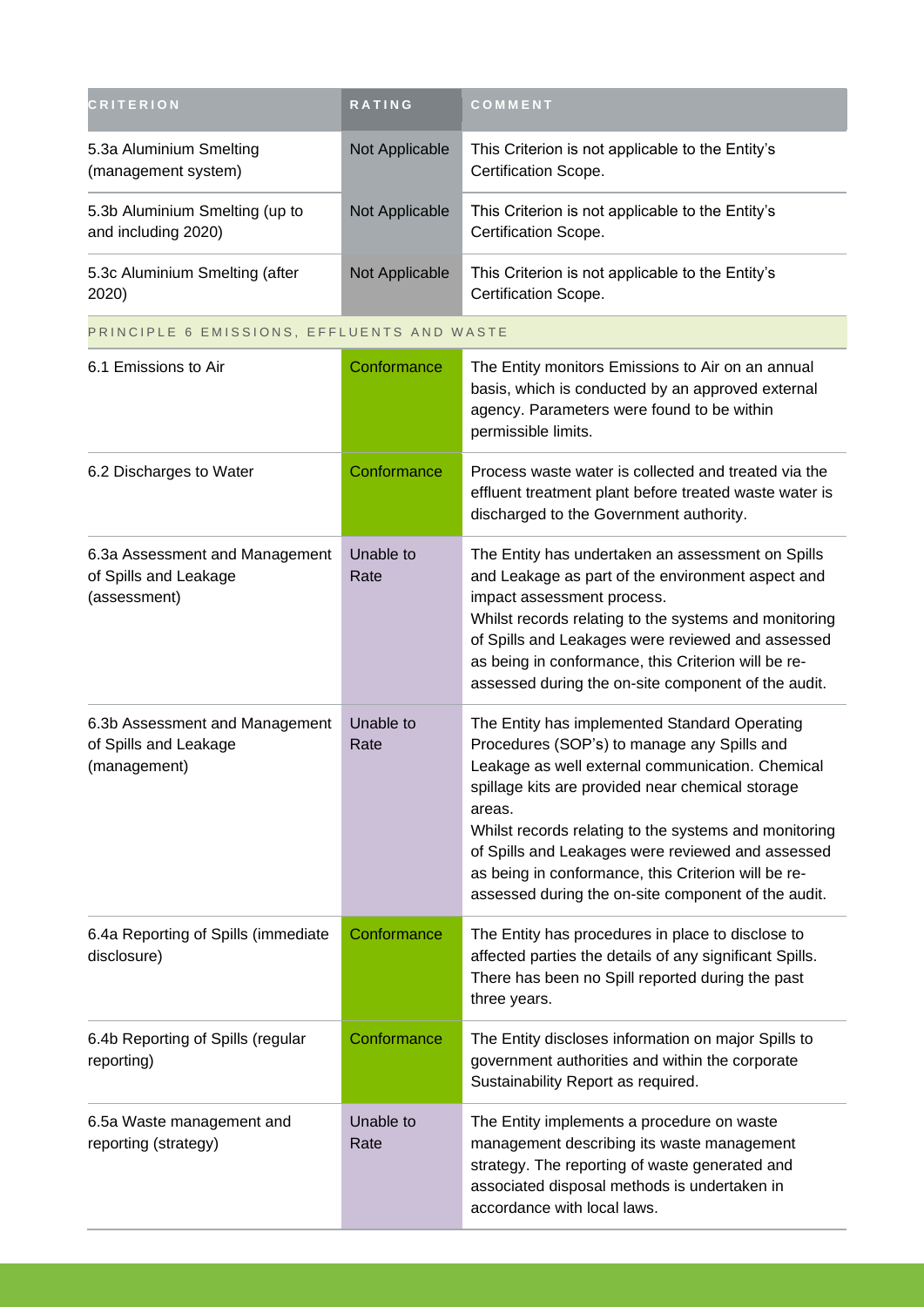| CRITERION | RATING | COMMENT |
|---|---|---|
| 5.3a Aluminium Smelting (management system) | Not Applicable | This Criterion is not applicable to the Entity's Certification Scope. |
| 5.3b Aluminium Smelting (up to and including 2020) | Not Applicable | This Criterion is not applicable to the Entity's Certification Scope. |
| 5.3c Aluminium Smelting (after 2020) | Not Applicable | This Criterion is not applicable to the Entity's Certification Scope. |
| PRINCIPLE 6 EMISSIONS, EFFLUENTS AND WASTE | | |
| 6.1 Emissions to Air | Conformance | The Entity monitors Emissions to Air on an annual basis, which is conducted by an approved external agency. Parameters were found to be within permissible limits. |
| 6.2 Discharges to Water | Conformance | Process waste water is collected and treated via the effluent treatment plant before treated waste water is discharged to the Government authority. |
| 6.3a Assessment and Management of Spills and Leakage (assessment) | Unable to Rate | The Entity has undertaken an assessment on Spills and Leakage as part of the environment aspect and impact assessment process.<br>Whilst records relating to the systems and monitoring of Spills and Leakages were reviewed and assessed as being in conformance, this Criterion will be re-assessed during the on-site component of the audit. |
| 6.3b Assessment and Management of Spills and Leakage (management) | Unable to Rate | The Entity has implemented Standard Operating Procedures (SOP's) to manage any Spills and Leakage as well external communication. Chemical spillage kits are provided near chemical storage areas.<br>Whilst records relating to the systems and monitoring of Spills and Leakages were reviewed and assessed as being in conformance, this Criterion will be re-assessed during the on-site component of the audit. |
| 6.4a Reporting of Spills (immediate disclosure) | Conformance | The Entity has procedures in place to disclose to affected parties the details of any significant Spills. There has been no Spill reported during the past three years. |
| 6.4b Reporting of Spills (regular reporting) | Conformance | The Entity discloses information on major Spills to government authorities and within the corporate Sustainability Report as required. |
| 6.5a Waste management and reporting (strategy) | Unable to Rate | The Entity implements a procedure on waste management describing its waste management strategy. The reporting of waste generated and associated disposal methods is undertaken in accordance with local laws. |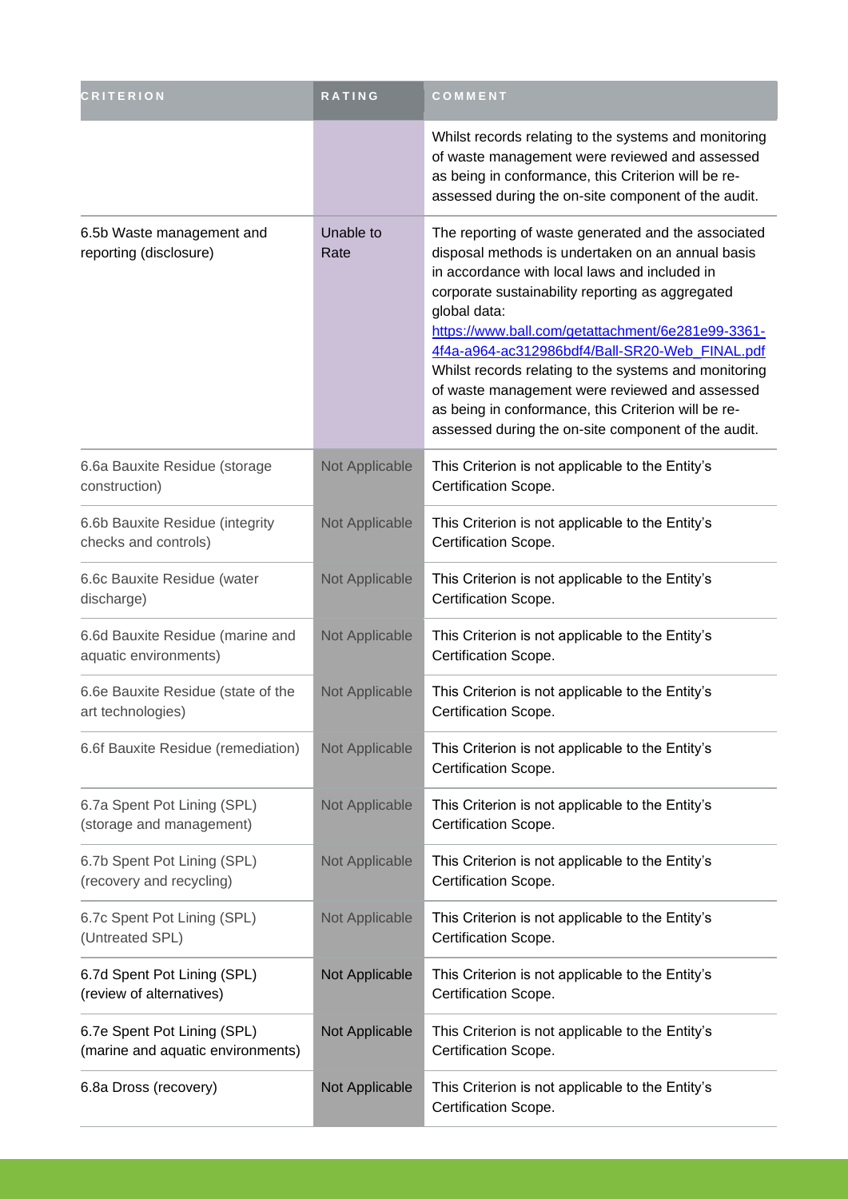| CRITERION | RATING | COMMENT |
| --- | --- | --- |
| | | Whilst records relating to the systems and monitoring of waste management were reviewed and assessed as being in conformance, this Criterion will be re-assessed during the on-site component of the audit. |
| 6.5b Waste management and reporting (disclosure) | Unable to Rate | The reporting of waste generated and the associated disposal methods is undertaken on an annual basis in accordance with local laws and included in corporate sustainability reporting as aggregated global data: https://www.ball.com/getattachment/6e281e99-3361-4f4a-a964-ac312986bdf4/Ball-SR20-Web_FINAL.pdf Whilst records relating to the systems and monitoring of waste management were reviewed and assessed as being in conformance, this Criterion will be re-assessed during the on-site component of the audit. |
| 6.6a Bauxite Residue (storage construction) | Not Applicable | This Criterion is not applicable to the Entity's Certification Scope. |
| 6.6b Bauxite Residue (integrity checks and controls) | Not Applicable | This Criterion is not applicable to the Entity's Certification Scope. |
| 6.6c Bauxite Residue (water discharge) | Not Applicable | This Criterion is not applicable to the Entity's Certification Scope. |
| 6.6d Bauxite Residue (marine and aquatic environments) | Not Applicable | This Criterion is not applicable to the Entity's Certification Scope. |
| 6.6e Bauxite Residue (state of the art technologies) | Not Applicable | This Criterion is not applicable to the Entity's Certification Scope. |
| 6.6f Bauxite Residue (remediation) | Not Applicable | This Criterion is not applicable to the Entity's Certification Scope. |
| 6.7a Spent Pot Lining (SPL) (storage and management) | Not Applicable | This Criterion is not applicable to the Entity's Certification Scope. |
| 6.7b Spent Pot Lining (SPL) (recovery and recycling) | Not Applicable | This Criterion is not applicable to the Entity's Certification Scope. |
| 6.7c Spent Pot Lining (SPL) (Untreated SPL) | Not Applicable | This Criterion is not applicable to the Entity's Certification Scope. |
| 6.7d Spent Pot Lining (SPL) (review of alternatives) | Not Applicable | This Criterion is not applicable to the Entity's Certification Scope. |
| 6.7e Spent Pot Lining (SPL) (marine and aquatic environments) | Not Applicable | This Criterion is not applicable to the Entity's Certification Scope. |
| 6.8a Dross (recovery) | Not Applicable | This Criterion is not applicable to the Entity's Certification Scope. |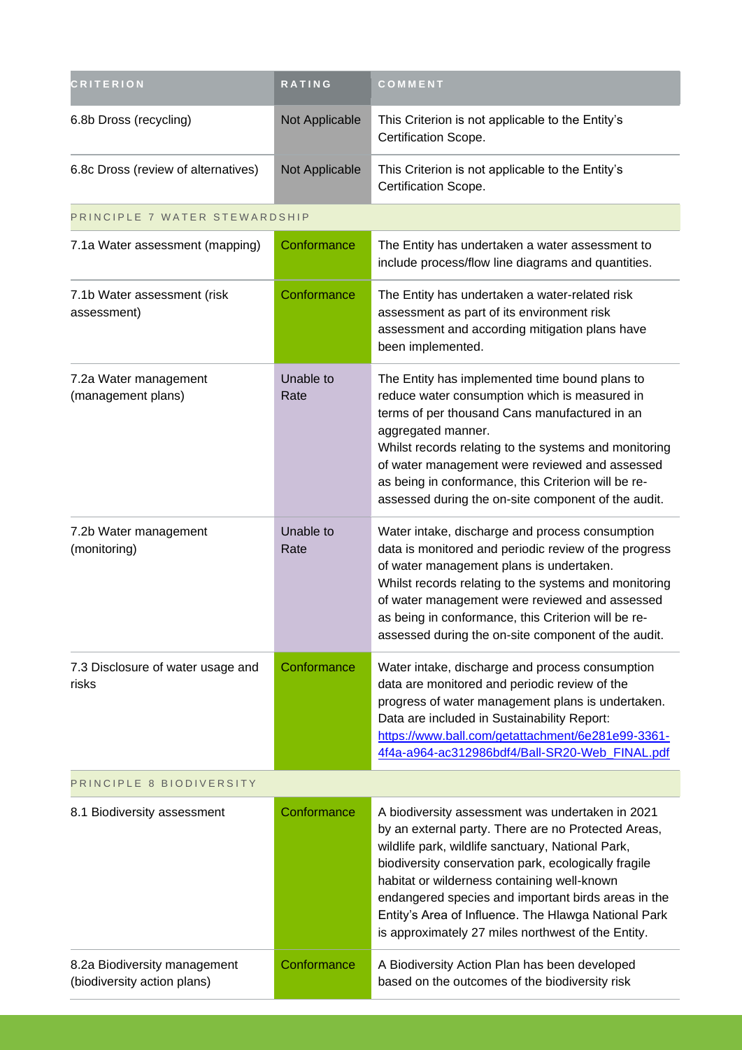| CRITERION | RATING | COMMENT |
| --- | --- | --- |
| 6.8b Dross (recycling) | Not Applicable | This Criterion is not applicable to the Entity's Certification Scope. |
| 6.8c Dross (review of alternatives) | Not Applicable | This Criterion is not applicable to the Entity's Certification Scope. |
| PRINCIPLE 7 WATER STEWARDSHIP | | |
| 7.1a Water assessment (mapping) | Conformance | The Entity has undertaken a water assessment to include process/flow line diagrams and quantities. |
| 7.1b Water assessment (risk assessment) | Conformance | The Entity has undertaken a water-related risk assessment as part of its environment risk assessment and according mitigation plans have been implemented. |
| 7.2a Water management (management plans) | Unable to Rate | The Entity has implemented time bound plans to reduce water consumption which is measured in terms of per thousand Cans manufactured in an aggregated manner.<br>Whilst records relating to the systems and monitoring of water management were reviewed and assessed as being in conformance, this Criterion will be re-assessed during the on-site component of the audit. |
| 7.2b Water management (monitoring) | Unable to Rate | Water intake, discharge and process consumption data is monitored and periodic review of the progress of water management plans is undertaken.<br>Whilst records relating to the systems and monitoring of water management were reviewed and assessed as being in conformance, this Criterion will be re-assessed during the on-site component of the audit. |
| 7.3 Disclosure of water usage and risks | Conformance | Water intake, discharge and process consumption data are monitored and periodic review of the progress of water management plans is undertaken. Data are included in Sustainability Report: [https://www.ball.com/getattachment/6e281e99-3361-4f4a-a964-ac312986bdf4/Ball-SR20-Web_FINAL.pdf](https://www.ball.com/getattachment/6e281e99-3361-4f4a-a964-ac312986bdf4/Ball-SR20-Web_FINAL.pdf) |
| PRINCIPLE 8 BIODIVERSITY | | |
| 8.1 Biodiversity assessment | Conformance | A biodiversity assessment was undertaken in 2021 by an external party. There are no Protected Areas, wildlife park, wildlife sanctuary, National Park, biodiversity conservation park, ecologically fragile habitat or wilderness containing well-known endangered species and important birds areas in the Entity's Area of Influence. The Hlawga National Park is approximately 27 miles northwest of the Entity. |
| 8.2a Biodiversity management (biodiversity action plans) | Conformance | A Biodiversity Action Plan has been developed based on the outcomes of the biodiversity risk |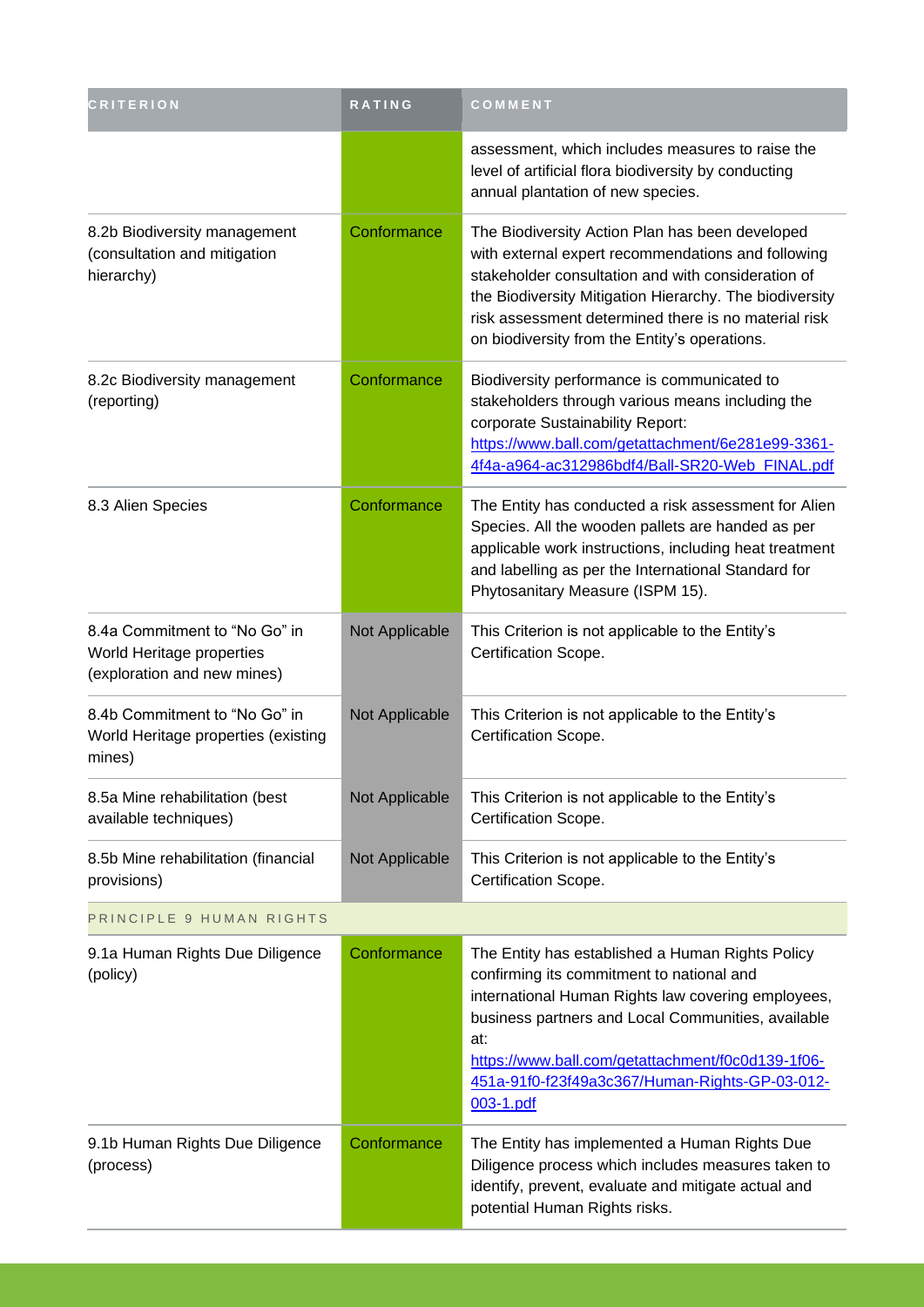| CRITERION | RATING | COMMENT |
|---|---|---|
| | | assessment, which includes measures to raise the level of artificial flora biodiversity by conducting annual plantation of new species. |
| 8.2b Biodiversity management (consultation and mitigation hierarchy) | Conformance | The Biodiversity Action Plan has been developed with external expert recommendations and following stakeholder consultation and with consideration of the Biodiversity Mitigation Hierarchy. The biodiversity risk assessment determined there is no material risk on biodiversity from the Entity's operations. |
| 8.2c Biodiversity management (reporting) | Conformance | Biodiversity performance is communicated to stakeholders through various means including the corporate Sustainability Report: https://www.ball.com/getattachment/6e281e99-3361-4f4a-a964-ac312986bdf4/Ball-SR20-Web_FINAL.pdf |
| 8.3 Alien Species | Conformance | The Entity has conducted a risk assessment for Alien Species. All the wooden pallets are handed as per applicable work instructions, including heat treatment and labelling as per the International Standard for Phytosanitary Measure (ISPM 15). |
| 8.4a Commitment to "No Go" in World Heritage properties (exploration and new mines) | Not Applicable | This Criterion is not applicable to the Entity's Certification Scope. |
| 8.4b Commitment to "No Go" in World Heritage properties (existing mines) | Not Applicable | This Criterion is not applicable to the Entity's Certification Scope. |
| 8.5a Mine rehabilitation (best available techniques) | Not Applicable | This Criterion is not applicable to the Entity's Certification Scope. |
| 8.5b Mine rehabilitation (financial provisions) | Not Applicable | This Criterion is not applicable to the Entity's Certification Scope. |
| PRINCIPLE 9 HUMAN RIGHTS | | |
| 9.1a Human Rights Due Diligence (policy) | Conformance | The Entity has established a Human Rights Policy confirming its commitment to national and international Human Rights law covering employees, business partners and Local Communities, available at: https://www.ball.com/getattachment/f0c0d139-1f06-451a-91f0-f23f49a3c367/Human-Rights-GP-03-012-003-1.pdf |
| 9.1b Human Rights Due Diligence (process) | Conformance | The Entity has implemented a Human Rights Due Diligence process which includes measures taken to identify, prevent, evaluate and mitigate actual and potential Human Rights risks. |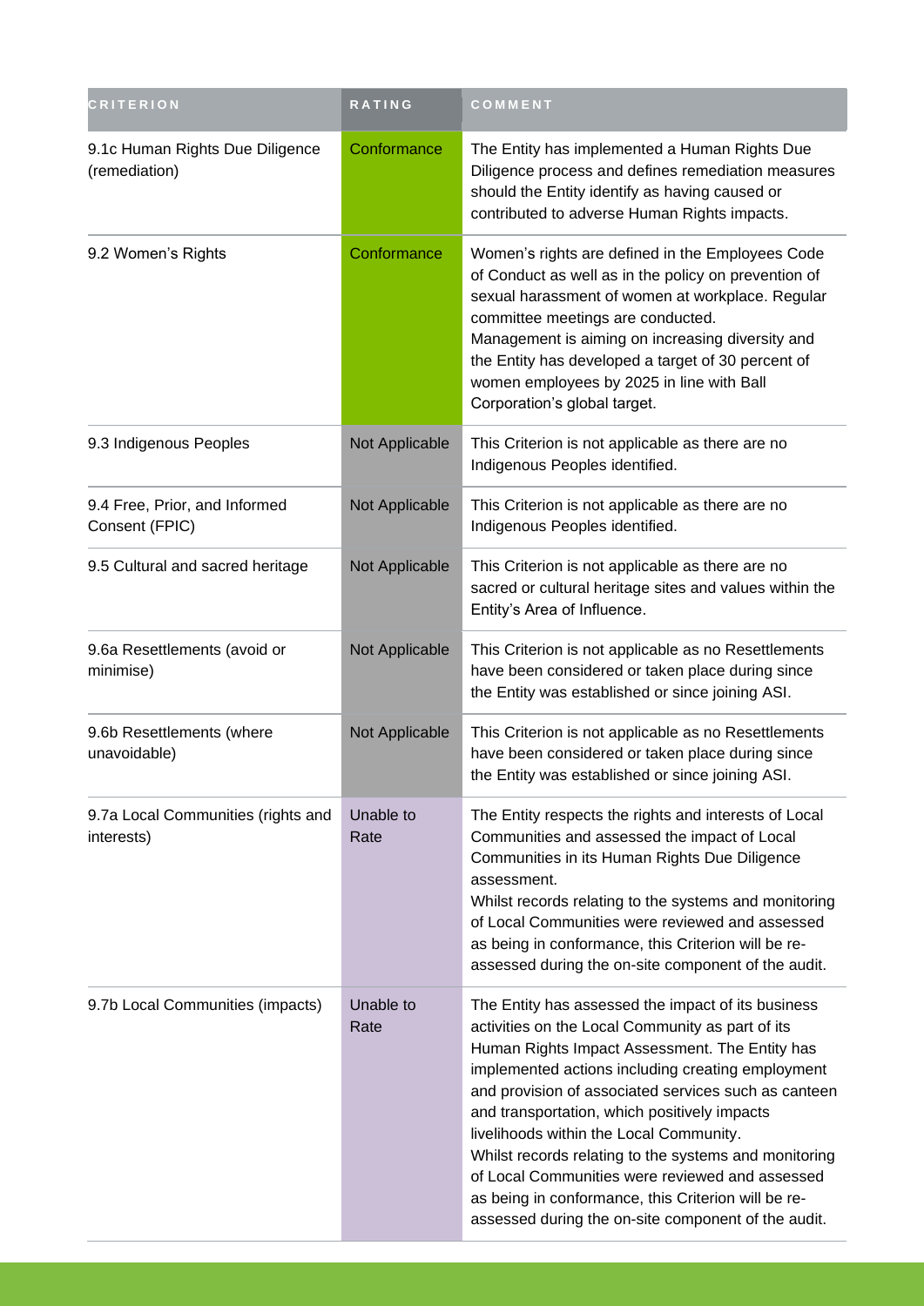| CRITERION | RATING | COMMENT |
| --- | --- | --- |
| 9.1c Human Rights Due Diligence (remediation) | Conformance | The Entity has implemented a Human Rights Due Diligence process and defines remediation measures should the Entity identify as having caused or contributed to adverse Human Rights impacts. |
| 9.2 Women's Rights | Conformance | Women's rights are defined in the Employees Code of Conduct as well as in the policy on prevention of sexual harassment of women at workplace. Regular committee meetings are conducted.<br>Management is aiming on increasing diversity and the Entity has developed a target of 30 percent of women employees by 2025 in line with Ball Corporation's global target. |
| 9.3 Indigenous Peoples | Not Applicable | This Criterion is not applicable as there are no Indigenous Peoples identified. |
| 9.4 Free, Prior, and Informed Consent (FPIC) | Not Applicable | This Criterion is not applicable as there are no Indigenous Peoples identified. |
| 9.5 Cultural and sacred heritage | Not Applicable | This Criterion is not applicable as there are no sacred or cultural heritage sites and values within the Entity's Area of Influence. |
| 9.6a Resettlements (avoid or minimise) | Not Applicable | This Criterion is not applicable as no Resettlements have been considered or taken place during since the Entity was established or since joining ASI. |
| 9.6b Resettlements (where unavoidable) | Not Applicable | This Criterion is not applicable as no Resettlements have been considered or taken place during since the Entity was established or since joining ASI. |
| 9.7a Local Communities (rights and interests) | Unable to Rate | The Entity respects the rights and interests of Local Communities and assessed the impact of Local Communities in its Human Rights Due Diligence assessment.<br>Whilst records relating to the systems and monitoring of Local Communities were reviewed and assessed as being in conformance, this Criterion will be re-assessed during the on-site component of the audit. |
| 9.7b Local Communities (impacts) | Unable to Rate | The Entity has assessed the impact of its business activities on the Local Community as part of its Human Rights Impact Assessment. The Entity has implemented actions including creating employment and provision of associated services such as canteen and transportation, which positively impacts livelihoods within the Local Community.<br>Whilst records relating to the systems and monitoring of Local Communities were reviewed and assessed as being in conformance, this Criterion will be re-assessed during the on-site component of the audit. |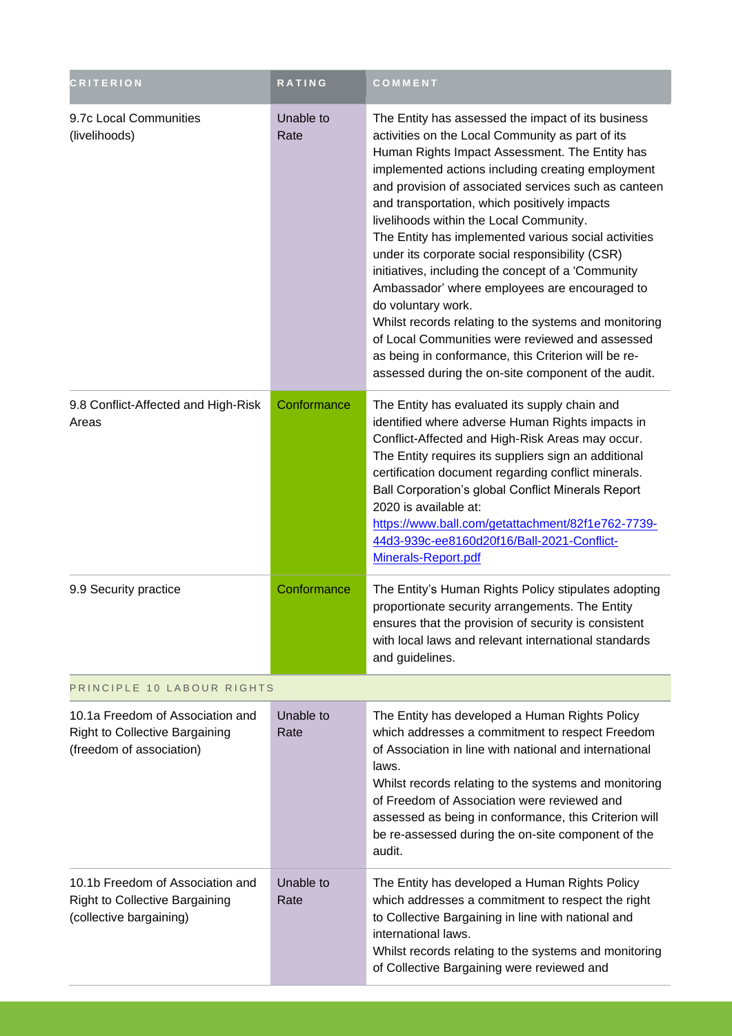| CRITERION | RATING | COMMENT |
|---|---|---|
| 9.7c Local Communities (livelihoods) | Unable to Rate | The Entity has assessed the impact of its business activities on the Local Community as part of its Human Rights Impact Assessment. The Entity has implemented actions including creating employment and provision of associated services such as canteen and transportation, which positively impacts livelihoods within the Local Community.<br>The Entity has implemented various social activities under its corporate social responsibility (CSR) initiatives, including the concept of a 'Community Ambassador' where employees are encouraged to do voluntary work.<br>Whilst records relating to the systems and monitoring of Local Communities were reviewed and assessed as being in conformance, this Criterion will be re-assessed during the on-site component of the audit. |
| 9.8 Conflict-Affected and High-Risk Areas | Conformance | The Entity has evaluated its supply chain and identified where adverse Human Rights impacts in Conflict-Affected and High-Risk Areas may occur. The Entity requires its suppliers sign an additional certification document regarding conflict minerals. Ball Corporation's global Conflict Minerals Report 2020 is available at: [https://www.ball.com/getattachment/82f1e762-7739-44d3-939c-ee8160d20f16/Ball-2021-Conflict-Minerals-Report.pdf](https://www.ball.com/getattachment/82f1e762-7739-44d3-939c-ee8160d20f16/Ball-2021-Conflict-Minerals-Report.pdf) |
| 9.9 Security practice | Conformance | The Entity's Human Rights Policy stipulates adopting proportionate security arrangements. The Entity ensures that the provision of security is consistent with local laws and relevant international standards and guidelines. |
| **PRINCIPLE 10 LABOUR RIGHTS** | | |
| 10.1a Freedom of Association and Right to Collective Bargaining (freedom of association) | Unable to Rate | The Entity has developed a Human Rights Policy which addresses a commitment to respect Freedom of Association in line with national and international laws.<br>Whilst records relating to the systems and monitoring of Freedom of Association were reviewed and assessed as being in conformance, this Criterion will be re-assessed during the on-site component of the audit. |
| 10.1b Freedom of Association and Right to Collective Bargaining (collective bargaining) | Unable to Rate | The Entity has developed a Human Rights Policy which addresses a commitment to respect the right to Collective Bargaining in line with national and international laws.<br>Whilst records relating to the systems and monitoring of Collective Bargaining were reviewed and |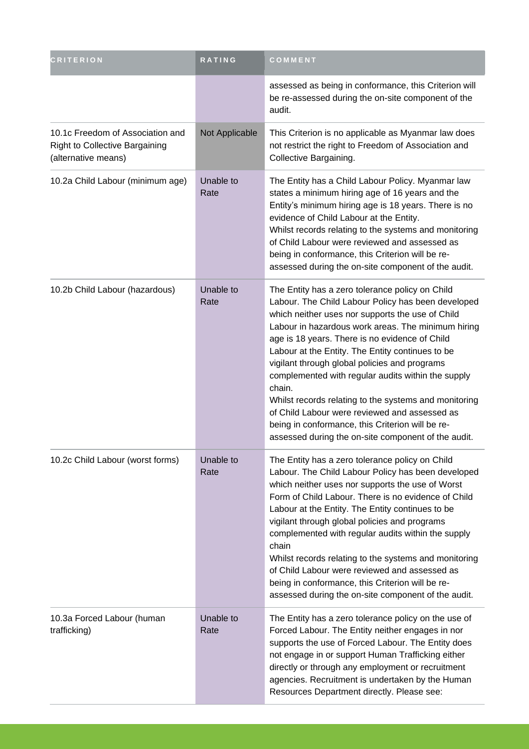| CRITERION | RATING | COMMENT |
|---|---|---|
| | | assessed as being in conformance, this Criterion will be re-assessed during the on-site component of the audit. |
| 10.1c Freedom of Association and Right to Collective Bargaining (alternative means) | Not Applicable | This Criterion is no applicable as Myanmar law does not restrict the right to Freedom of Association and Collective Bargaining. |
| 10.2a Child Labour (minimum age) | Unable to Rate | The Entity has a Child Labour Policy. Myanmar law states a minimum hiring age of 16 years and the Entity's minimum hiring age is 18 years. There is no evidence of Child Labour at the Entity.<br>Whilst records relating to the systems and monitoring of Child Labour were reviewed and assessed as being in conformance, this Criterion will be re-assessed during the on-site component of the audit. |
| 10.2b Child Labour (hazardous) | Unable to Rate | The Entity has a zero tolerance policy on Child Labour. The Child Labour Policy has been developed which neither uses nor supports the use of Child Labour in hazardous work areas. The minimum hiring age is 18 years. There is no evidence of Child Labour at the Entity. The Entity continues to be vigilant through global policies and programs complemented with regular audits within the supply chain.<br>Whilst records relating to the systems and monitoring of Child Labour were reviewed and assessed as being in conformance, this Criterion will be re-assessed during the on-site component of the audit. |
| 10.2c Child Labour (worst forms) | Unable to Rate | The Entity has a zero tolerance policy on Child Labour. The Child Labour Policy has been developed which neither uses nor supports the use of Worst Form of Child Labour. There is no evidence of Child Labour at the Entity. The Entity continues to be vigilant through global policies and programs complemented with regular audits within the supply chain<br>Whilst records relating to the systems and monitoring of Child Labour were reviewed and assessed as being in conformance, this Criterion will be re-assessed during the on-site component of the audit. |
| 10.3a Forced Labour (human trafficking) | Unable to Rate | The Entity has a zero tolerance policy on the use of Forced Labour. The Entity neither engages in nor supports the use of Forced Labour. The Entity does not engage in or support Human Trafficking either directly or through any employment or recruitment agencies. Recruitment is undertaken by the Human Resources Department directly. Please see: |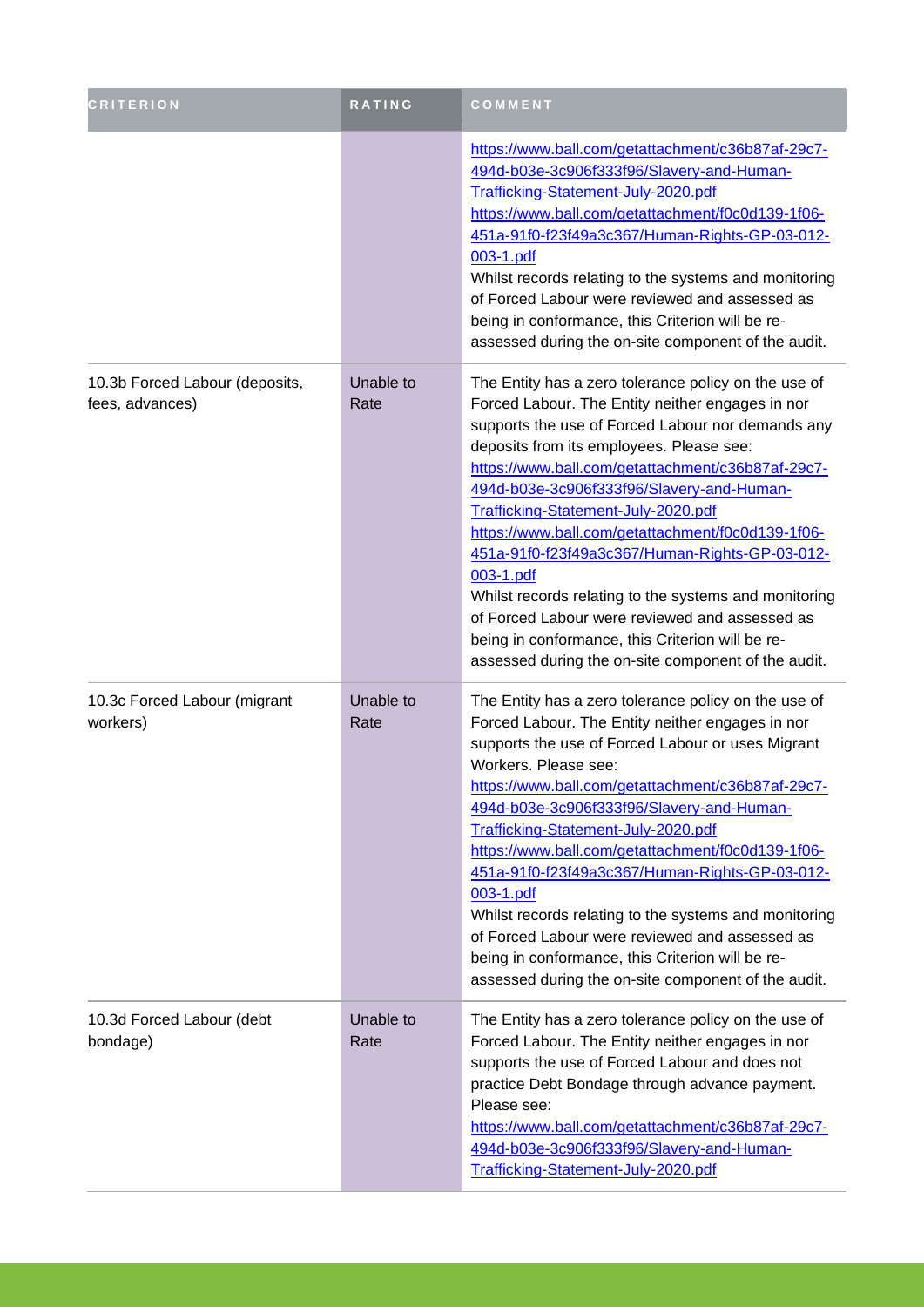| CRITERION | RATING | COMMENT |
| --- | --- | --- |
| | | https://www.ball.com/getattachment/c36b87af-29c7-494d-b03e-3c906f333f96/Slavery-and-Human-Trafficking-Statement-July-2020.pdf https://www.ball.com/getattachment/f0c0d139-1f06-451a-91f0-f23f49a3c367/Human-Rights-GP-03-012-003-1.pdf Whilst records relating to the systems and monitoring of Forced Labour were reviewed and assessed as being in conformance, this Criterion will be re-assessed during the on-site component of the audit. |
| 10.3b Forced Labour (deposits, fees, advances) | Unable to Rate | The Entity has a zero tolerance policy on the use of Forced Labour. The Entity neither engages in nor supports the use of Forced Labour nor demands any deposits from its employees. Please see: https://www.ball.com/getattachment/c36b87af-29c7-494d-b03e-3c906f333f96/Slavery-and-Human-Trafficking-Statement-July-2020.pdf https://www.ball.com/getattachment/f0c0d139-1f06-451a-91f0-f23f49a3c367/Human-Rights-GP-03-012-003-1.pdf Whilst records relating to the systems and monitoring of Forced Labour were reviewed and assessed as being in conformance, this Criterion will be re-assessed during the on-site component of the audit. |
| 10.3c Forced Labour (migrant workers) | Unable to Rate | The Entity has a zero tolerance policy on the use of Forced Labour. The Entity neither engages in nor supports the use of Forced Labour or uses Migrant Workers. Please see: https://www.ball.com/getattachment/c36b87af-29c7-494d-b03e-3c906f333f96/Slavery-and-Human-Trafficking-Statement-July-2020.pdf https://www.ball.com/getattachment/f0c0d139-1f06-451a-91f0-f23f49a3c367/Human-Rights-GP-03-012-003-1.pdf Whilst records relating to the systems and monitoring of Forced Labour were reviewed and assessed as being in conformance, this Criterion will be re-assessed during the on-site component of the audit. |
| 10.3d Forced Labour (debt bondage) | Unable to Rate | The Entity has a zero tolerance policy on the use of Forced Labour. The Entity neither engages in nor supports the use of Forced Labour and does not practice Debt Bondage through advance payment. Please see: https://www.ball.com/getattachment/c36b87af-29c7-494d-b03e-3c906f333f96/Slavery-and-Human-Trafficking-Statement-July-2020.pdf |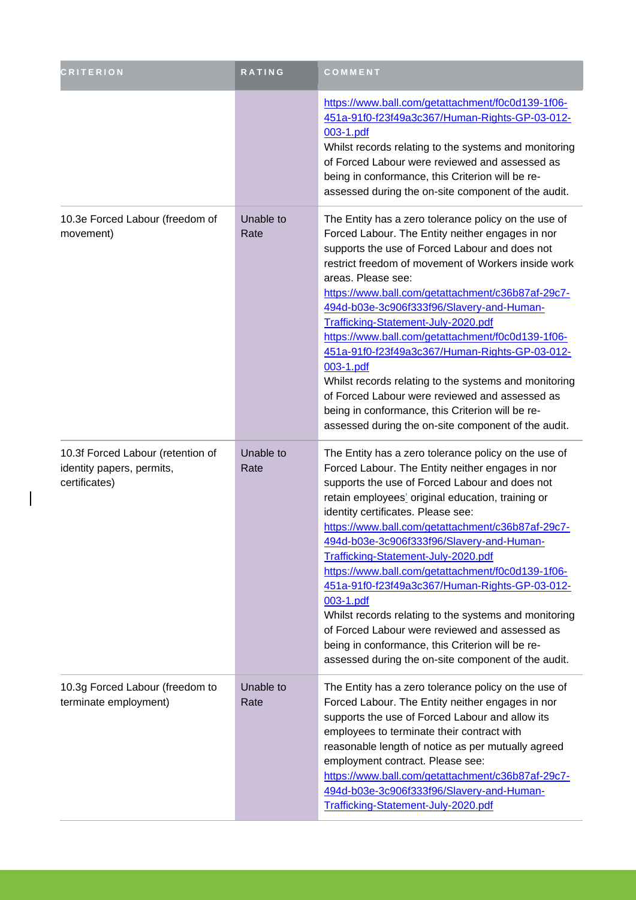| CRITERION | RATING | COMMENT |
| --- | --- | --- |
| | | https://www.ball.com/getattachment/f0c0d139-1f06-451a-91f0-f23f49a3c367/Human-Rights-GP-03-012-003-1.pdf<br>Whilst records relating to the systems and monitoring of Forced Labour were reviewed and assessed as being in conformance, this Criterion will be re-assessed during the on-site component of the audit. |
| 10.3e Forced Labour (freedom of movement) | Unable to Rate | The Entity has a zero tolerance policy on the use of Forced Labour. The Entity neither engages in nor supports the use of Forced Labour and does not restrict freedom of movement of Workers inside work areas. Please see:<br>https://www.ball.com/getattachment/c36b87af-29c7-494d-b03e-3c906f333f96/Slavery-and-Human-Trafficking-Statement-July-2020.pdf<br>https://www.ball.com/getattachment/f0c0d139-1f06-451a-91f0-f23f49a3c367/Human-Rights-GP-03-012-003-1.pdf<br>Whilst records relating to the systems and monitoring of Forced Labour were reviewed and assessed as being in conformance, this Criterion will be re-assessed during the on-site component of the audit. |
| 10.3f Forced Labour (retention of identity papers, permits, certificates) | Unable to Rate | The Entity has a zero tolerance policy on the use of Forced Labour. The Entity neither engages in nor supports the use of Forced Labour and does not retain employees' original education, training or identity certificates. Please see:<br>https://www.ball.com/getattachment/c36b87af-29c7-494d-b03e-3c906f333f96/Slavery-and-Human-Trafficking-Statement-July-2020.pdf<br>https://www.ball.com/getattachment/f0c0d139-1f06-451a-91f0-f23f49a3c367/Human-Rights-GP-03-012-003-1.pdf<br>Whilst records relating to the systems and monitoring of Forced Labour were reviewed and assessed as being in conformance, this Criterion will be re-assessed during the on-site component of the audit. |
| 10.3g Forced Labour (freedom to terminate employment) | Unable to Rate | The Entity has a zero tolerance policy on the use of Forced Labour. The Entity neither engages in nor supports the use of Forced Labour and allow its employees to terminate their contract with reasonable length of notice as per mutually agreed employment contract. Please see:<br>https://www.ball.com/getattachment/c36b87af-29c7-494d-b03e-3c906f333f96/Slavery-and-Human-Trafficking-Statement-July-2020.pdf |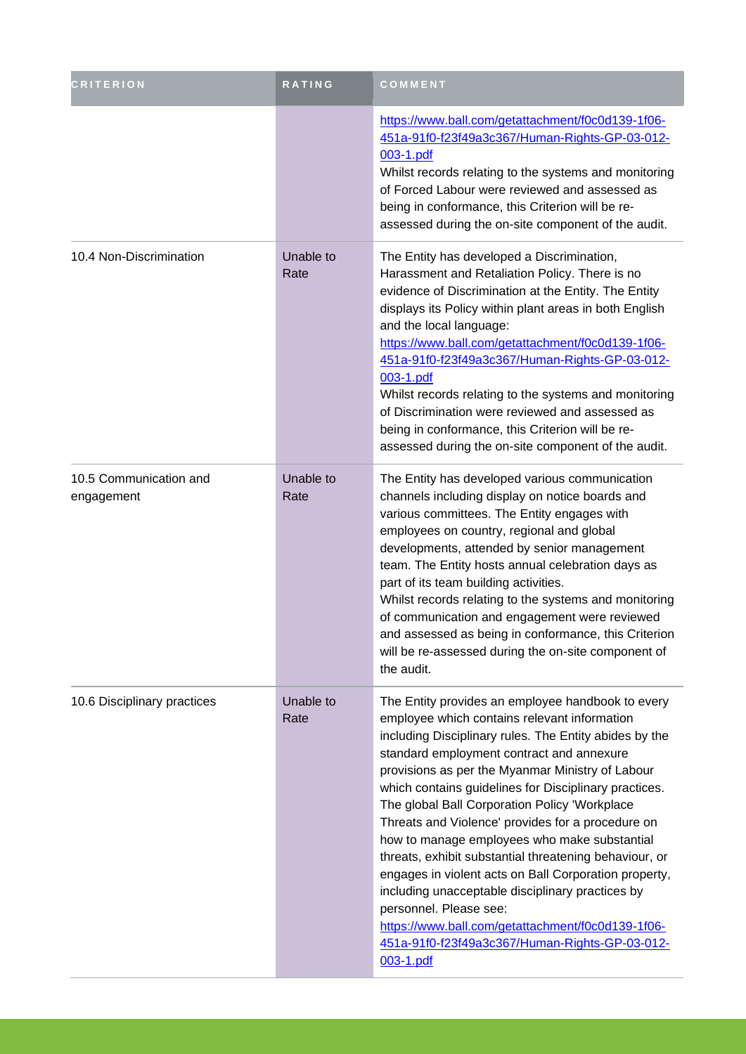| CRITERION | RATING | COMMENT |
| --- | --- | --- |
| | | https://www.ball.com/getattachment/f0c0d139-1f06-451a-91f0-f23f49a3c367/Human-Rights-GP-03-012-003-1.pdf<br>Whilst records relating to the systems and monitoring of Forced Labour were reviewed and assessed as being in conformance, this Criterion will be re-assessed during the on-site component of the audit. |
| 10.4 Non-Discrimination | Unable to Rate | The Entity has developed a Discrimination, Harassment and Retaliation Policy. There is no evidence of Discrimination at the Entity. The Entity displays its Policy within plant areas in both English and the local language:<br>https://www.ball.com/getattachment/f0c0d139-1f06-451a-91f0-f23f49a3c367/Human-Rights-GP-03-012-003-1.pdf<br>Whilst records relating to the systems and monitoring of Discrimination were reviewed and assessed as being in conformance, this Criterion will be re-assessed during the on-site component of the audit. |
| 10.5 Communication and engagement | Unable to Rate | The Entity has developed various communication channels including display on notice boards and various committees. The Entity engages with employees on country, regional and global developments, attended by senior management team. The Entity hosts annual celebration days as part of its team building activities.<br>Whilst records relating to the systems and monitoring of communication and engagement were reviewed and assessed as being in conformance, this Criterion will be re-assessed during the on-site component of the audit. |
| 10.6 Disciplinary practices | Unable to Rate | The Entity provides an employee handbook to every employee which contains relevant information including Disciplinary rules. The Entity abides by the standard employment contract and annexure provisions as per the Myanmar Ministry of Labour which contains guidelines for Disciplinary practices. The global Ball Corporation Policy 'Workplace Threats and Violence' provides for a procedure on how to manage employees who make substantial threats, exhibit substantial threatening behaviour, or engages in violent acts on Ball Corporation property, including unacceptable disciplinary practices by personnel. Please see:<br>https://www.ball.com/getattachment/f0c0d139-1f06-451a-91f0-f23f49a3c367/Human-Rights-GP-03-012-003-1.pdf |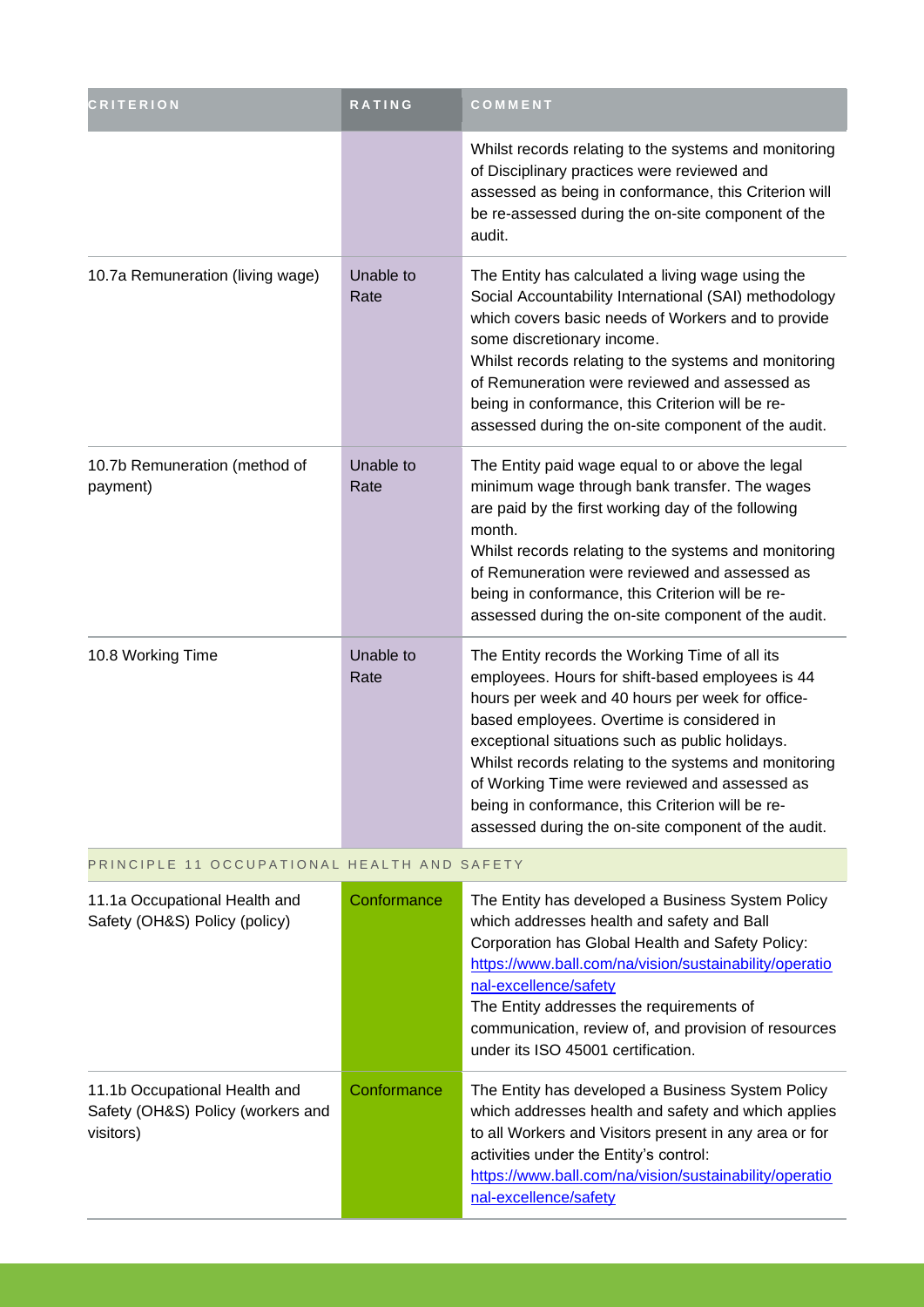| CRITERION | RATING | COMMENT |
| --- | --- | --- |
| | | Whilst records relating to the systems and monitoring of Disciplinary practices were reviewed and assessed as being in conformance, this Criterion will be re-assessed during the on-site component of the audit. |
| 10.7a Remuneration (living wage) | Unable to Rate | The Entity has calculated a living wage using the Social Accountability International (SAI) methodology which covers basic needs of Workers and to provide some discretionary income.<br>Whilst records relating to the systems and monitoring of Remuneration were reviewed and assessed as being in conformance, this Criterion will be re-assessed during the on-site component of the audit. |
| 10.7b Remuneration (method of payment) | Unable to Rate | The Entity paid wage equal to or above the legal minimum wage through bank transfer. The wages are paid by the first working day of the following month.<br>Whilst records relating to the systems and monitoring of Remuneration were reviewed and assessed as being in conformance, this Criterion will be re-assessed during the on-site component of the audit. |
| 10.8 Working Time | Unable to Rate | The Entity records the Working Time of all its employees. Hours for shift-based employees is 44 hours per week and 40 hours per week for office-based employees. Overtime is considered in exceptional situations such as public holidays.<br>Whilst records relating to the systems and monitoring of Working Time were reviewed and assessed as being in conformance, this Criterion will be re-assessed during the on-site component of the audit. |
| PRINCIPLE 11 OCCUPATIONAL HEALTH AND SAFETY | | |
| 11.1a Occupational Health and Safety (OH&S) Policy (policy) | Conformance | The Entity has developed a Business System Policy which addresses health and safety and Ball Corporation has Global Health and Safety Policy: https://www.ball.com/na/vision/sustainability/operational-excellence/safety<br>The Entity addresses the requirements of communication, review of, and provision of resources under its ISO 45001 certification. |
| 11.1b Occupational Health and Safety (OH&S) Policy (workers and visitors) | Conformance | The Entity has developed a Business System Policy which addresses health and safety and which applies to all Workers and Visitors present in any area or for activities under the Entity's control: https://www.ball.com/na/vision/sustainability/operational-excellence/safety |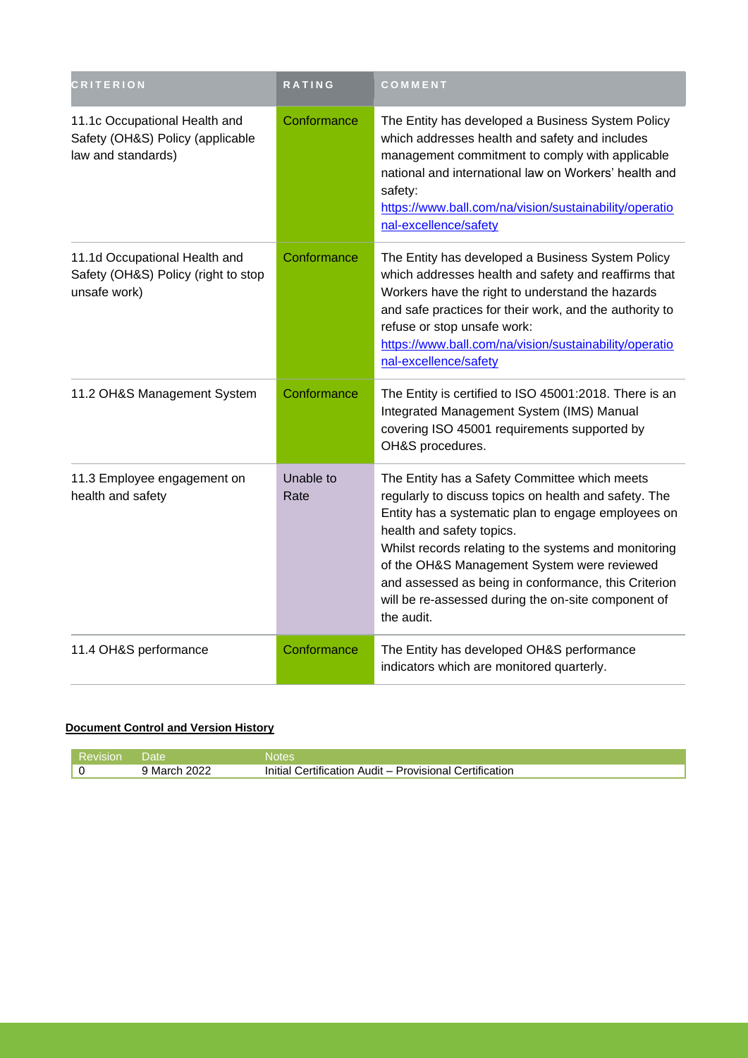| CRITERION | RATING | COMMENT |
| --- | --- | --- |
| 11.1c Occupational Health and Safety (OH&S) Policy (applicable law and standards) | Conformance | The Entity has developed a Business System Policy which addresses health and safety and includes management commitment to comply with applicable national and international law on Workers' health and safety: https://www.ball.com/na/vision/sustainability/operational-excellence/safety |
| 11.1d Occupational Health and Safety (OH&S) Policy (right to stop unsafe work) | Conformance | The Entity has developed a Business System Policy which addresses health and safety and reaffirms that Workers have the right to understand the hazards and safe practices for their work, and the authority to refuse or stop unsafe work: https://www.ball.com/na/vision/sustainability/operational-excellence/safety |
| 11.2 OH&S Management System | Conformance | The Entity is certified to ISO 45001:2018. There is an Integrated Management System (IMS) Manual covering ISO 45001 requirements supported by OH&S procedures. |
| 11.3 Employee engagement on health and safety | Unable to Rate | The Entity has a Safety Committee which meets regularly to discuss topics on health and safety. The Entity has a systematic plan to engage employees on health and safety topics.<br>Whilst records relating to the systems and monitoring of the OH&S Management System were reviewed and assessed as being in conformance, this Criterion will be re-assessed during the on-site component of the audit. |
| 11.4 OH&S performance | Conformance | The Entity has developed OH&S performance indicators which are monitored quarterly. |

**Document Control and Version History**

| Revision | Date | Notes |
| --- | --- | --- |
| 0 | 9 March 2022 | Initial Certification Audit – Provisional Certification |